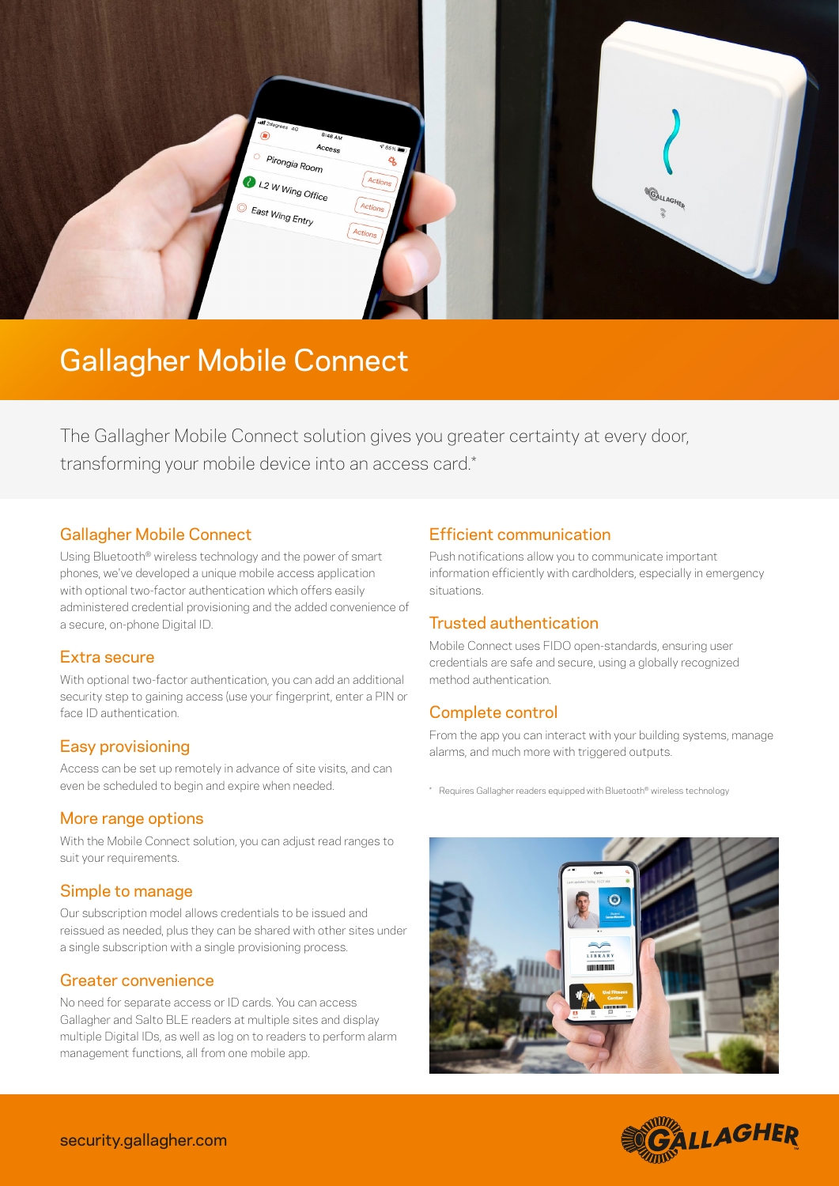# Gallagher Mobile Connect

The Gallagher Mobile Connect solution gives you greater certainty at every door, transforming your mobile device into an access card.*

## Gallagher Mobile Connect

Using Bluetooth® wireless technology and the power of smart phones, we've developed a unique mobile access application with optional two-factor authentication which offers easily administered credential provisioning and the added convenience of a secure, on-phone Digital ID.

## Extra secure

With optional two-factor authentication, you can add an additional security step to gaining access (use your fingerprint, enter a PIN or face ID authentication.

## Easy provisioning

Access can be set up remotely in advance of site visits, and can even be scheduled to begin and expire when needed.

## More range options

With the Mobile Connect solution, you can adjust read ranges to suit your requirements.

## Simple to manage

Our subscription model allows credentials to be issued and reissued as needed, plus they can be shared with other sites under a single subscription with a single provisioning process.

## Greater convenience

No need for separate access or ID cards. You can access Gallagher and Salto BLE readers at multiple sites and display multiple Digital IDs, as well as log on to readers to perform alarm management functions, all from one mobile app.

## Efficient communication

Push notifications allow you to communicate important information efficiently with cardholders, especially in emergency situations.

## Trusted authentication

Mobile Connect uses FIDO open-standards, ensuring user credentials are safe and secure, using a globally recognized method authentication.

## Complete control

From the app you can interact with your building systems, manage alarms, and much more with triggered outputs.

\* Requires Gallagher readers equipped with Bluetooth® wireless technology

security.gallagher.com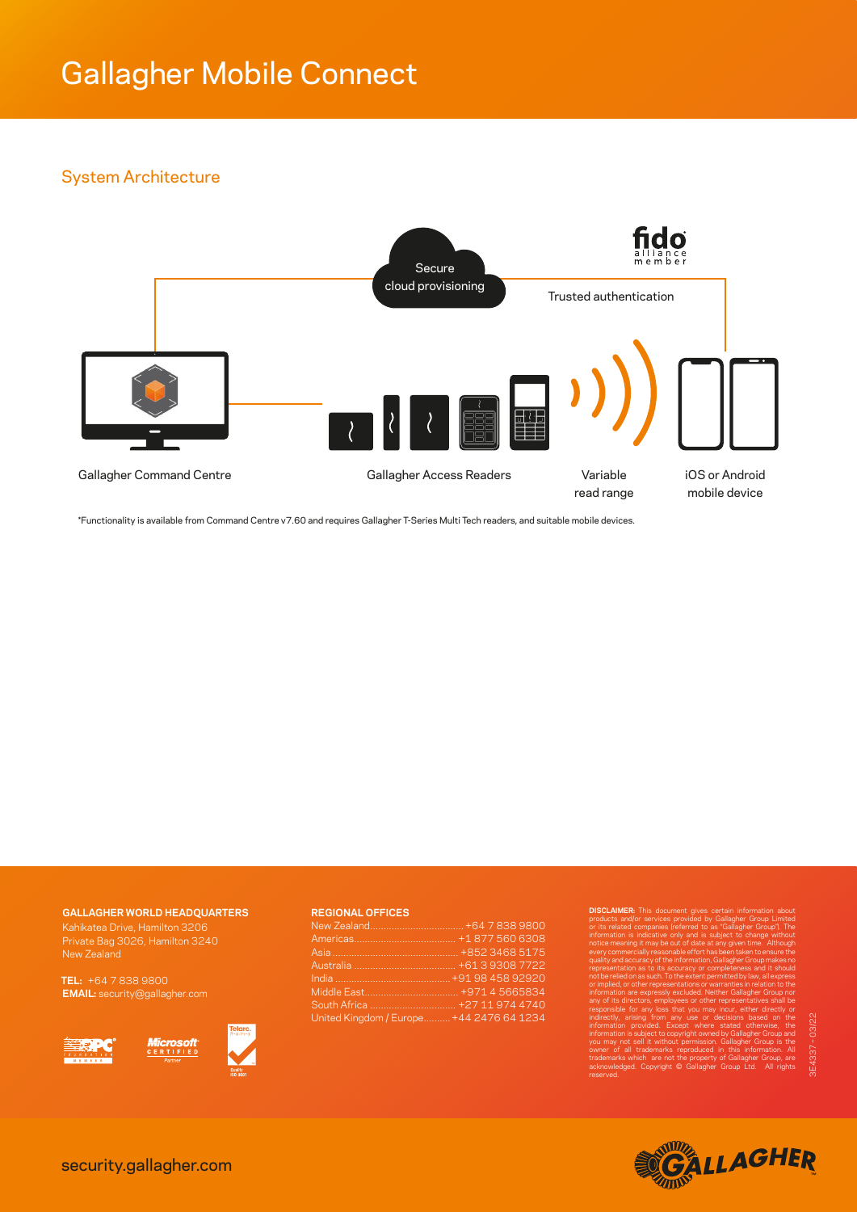# Gallagher Mobile Connect

## System Architecture

Secure cloud provisioning

Trusted authentication

fido alliance member

Gallagher Command Centre

Gallagher Access Readers

Variable read range

iOS or Android mobile device

*Functionality is available from Command Centre v7.60 and requires Gallagher T-Series Multi Tech readers, and suitable mobile devices.

**GALLAGHER WORLD HEADQUARTERS**

Kahikatea Drive, Hamilton 3206
Private Bag 3026, Hamilton 3240
New Zealand

**TEL:** +64 7 838 9800
**EMAIL:** security@gallagher.com

**REGIONAL OFFICES**

| | |
|---|---|
| New Zealand | +64 7 838 9800 |
| Americas | +1 877 560 6308 |
| Asia | +852 3468 5175 |
| Australia | +61 3 9308 7722 |
| India | +91 98 458 92920 |
| Middle East | +971 4 5665834 |
| South Africa | +27 11 974 4740 |
| United Kingdom / Europe | +44 2476 64 1234 |

**DISCLAIMER:** This document gives certain information about products and/or services provided by Gallagher Group Limited or its related companies (referred to as "Gallagher Group"). The information is indicative only and is subject to change without notice meaning it may be out of date at any given time. Although every commercially reasonable effort has been taken to ensure the quality and accuracy of the information, Gallagher Group makes no representation as to its accuracy or completeness and it should not be relied on as such. To the extent permitted by law, all express or implied, or other representations or warranties in relation to the information are expressly excluded. Neither Gallagher Group nor any of its directors, employees or other representatives shall be responsible for any loss that you may incur, either directly or indirectly, arising from any use or decisions based on the information provided. Except where stated otherwise, the information is subject to copyright owned by Gallagher Group and you may not sell it without permission. Gallagher Group is the owner of all trademarks reproduced in this information. All trademarks which are not the property of Gallagher Group, are acknowledged. Copyright © Gallagher Group Ltd. All rights reserved.

3E4337 - 03/22

security.gallagher.com